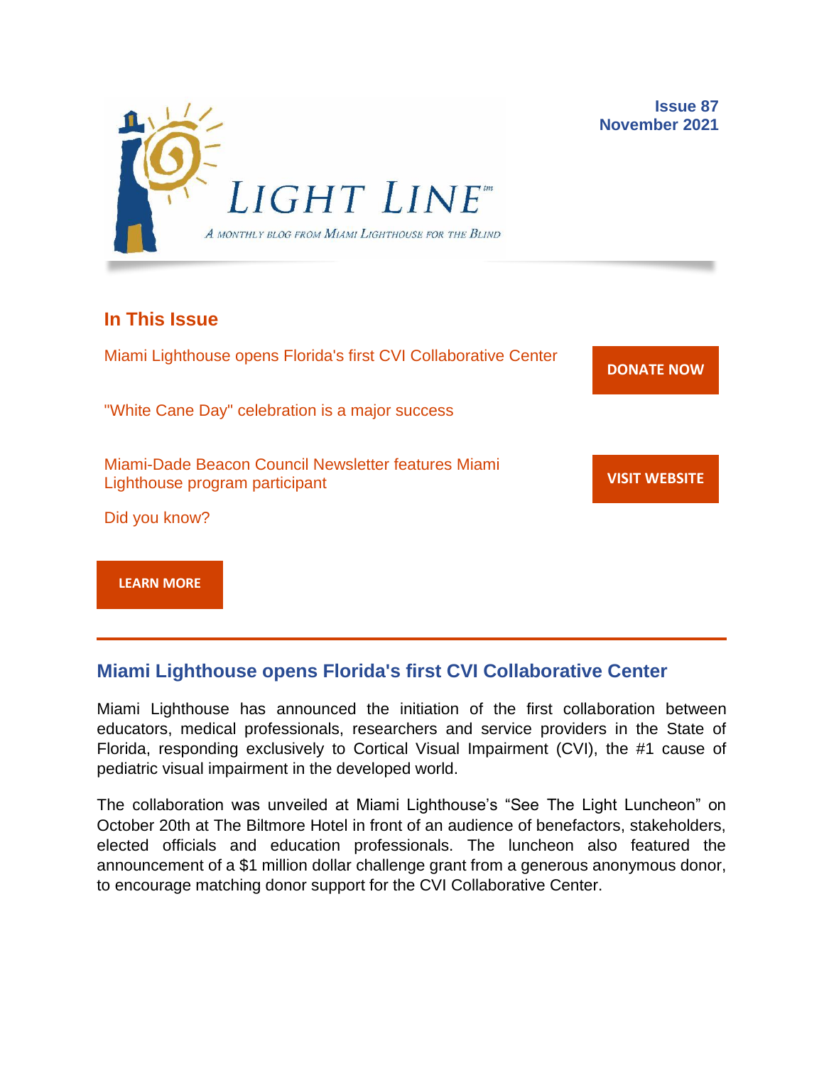# LIGHT LINE™

*A monthly blog from Miami Lighthouse for the Blind*

**Issue 87**
**November 2021**

## In This Issue

Miami Lighthouse opens Florida's first CVI Collaborative Center

"White Cane Day" celebration is a major success

Miami-Dade Beacon Council Newsletter features Miami Lighthouse program participant

Did you know?

**DONATE NOW**

**VISIT WEBSITE**

**LEARN MORE**

---

## Miami Lighthouse opens Florida's first CVI Collaborative Center

Miami Lighthouse has announced the initiation of the first collaboration between educators, medical professionals, researchers and service providers in the State of Florida, responding exclusively to Cortical Visual Impairment (CVI), the #1 cause of pediatric visual impairment in the developed world.

The collaboration was unveiled at Miami Lighthouse's "See The Light Luncheon" on October 20th at The Biltmore Hotel in front of an audience of benefactors, stakeholders, elected officials and education professionals. The luncheon also featured the announcement of a $1 million dollar challenge grant from a generous anonymous donor, to encourage matching donor support for the CVI Collaborative Center.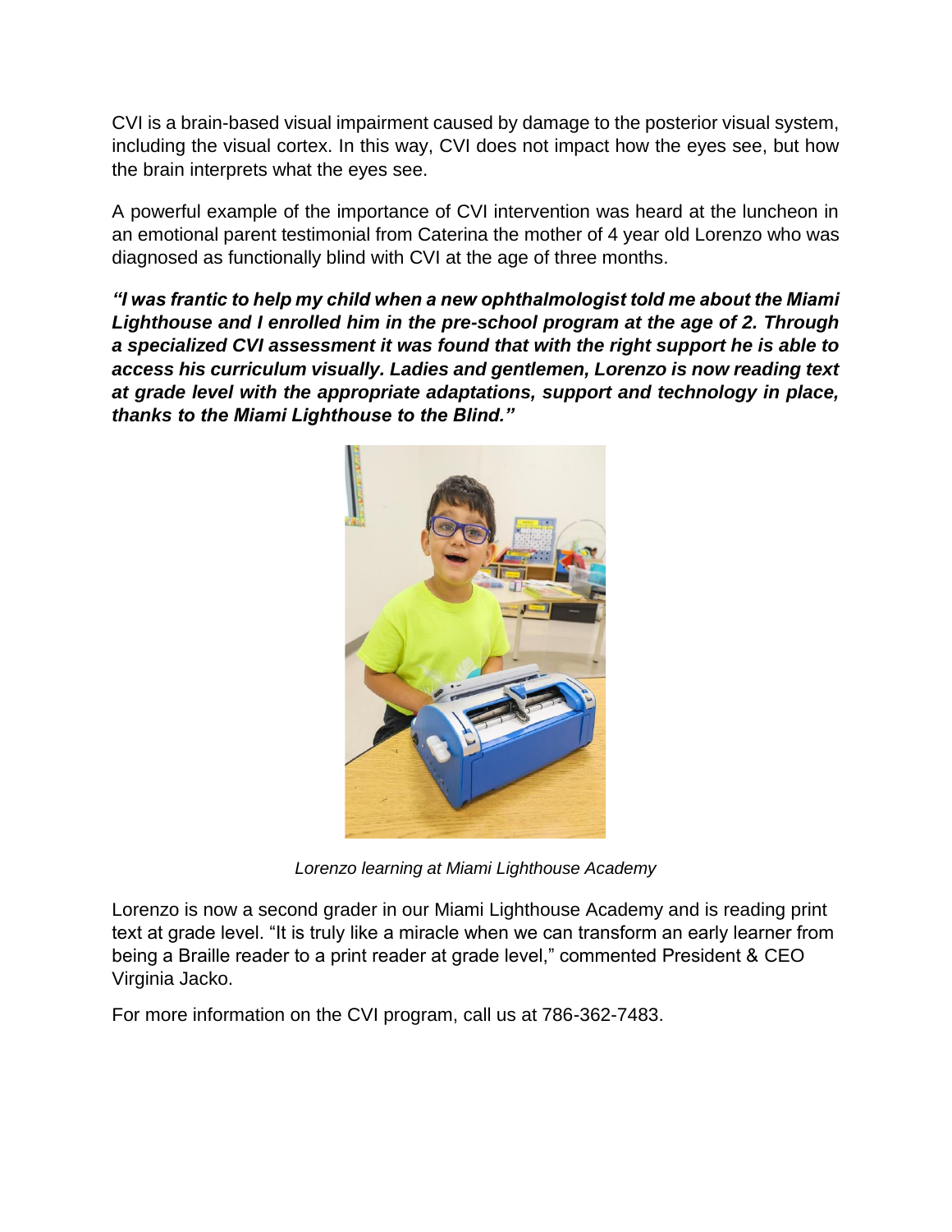CVI is a brain-based visual impairment caused by damage to the posterior visual system, including the visual cortex. In this way, CVI does not impact how the eyes see, but how the brain interprets what the eyes see.

A powerful example of the importance of CVI intervention was heard at the luncheon in an emotional parent testimonial from Caterina the mother of 4 year old Lorenzo who was diagnosed as functionally blind with CVI at the age of three months.

***"I was frantic to help my child when a new ophthalmologist told me about the Miami Lighthouse and I enrolled him in the pre-school program at the age of 2. Through a specialized CVI assessment it was found that with the right support he is able to access his curriculum visually. Ladies and gentlemen, Lorenzo is now reading text at grade level with the appropriate adaptations, support and technology in place, thanks to the Miami Lighthouse to the Blind."***

*Lorenzo learning at Miami Lighthouse Academy*

Lorenzo is now a second grader in our Miami Lighthouse Academy and is reading print text at grade level. "It is truly like a miracle when we can transform an early learner from being a Braille reader to a print reader at grade level," commented President & CEO Virginia Jacko.

For more information on the CVI program, call us at 786-362-7483.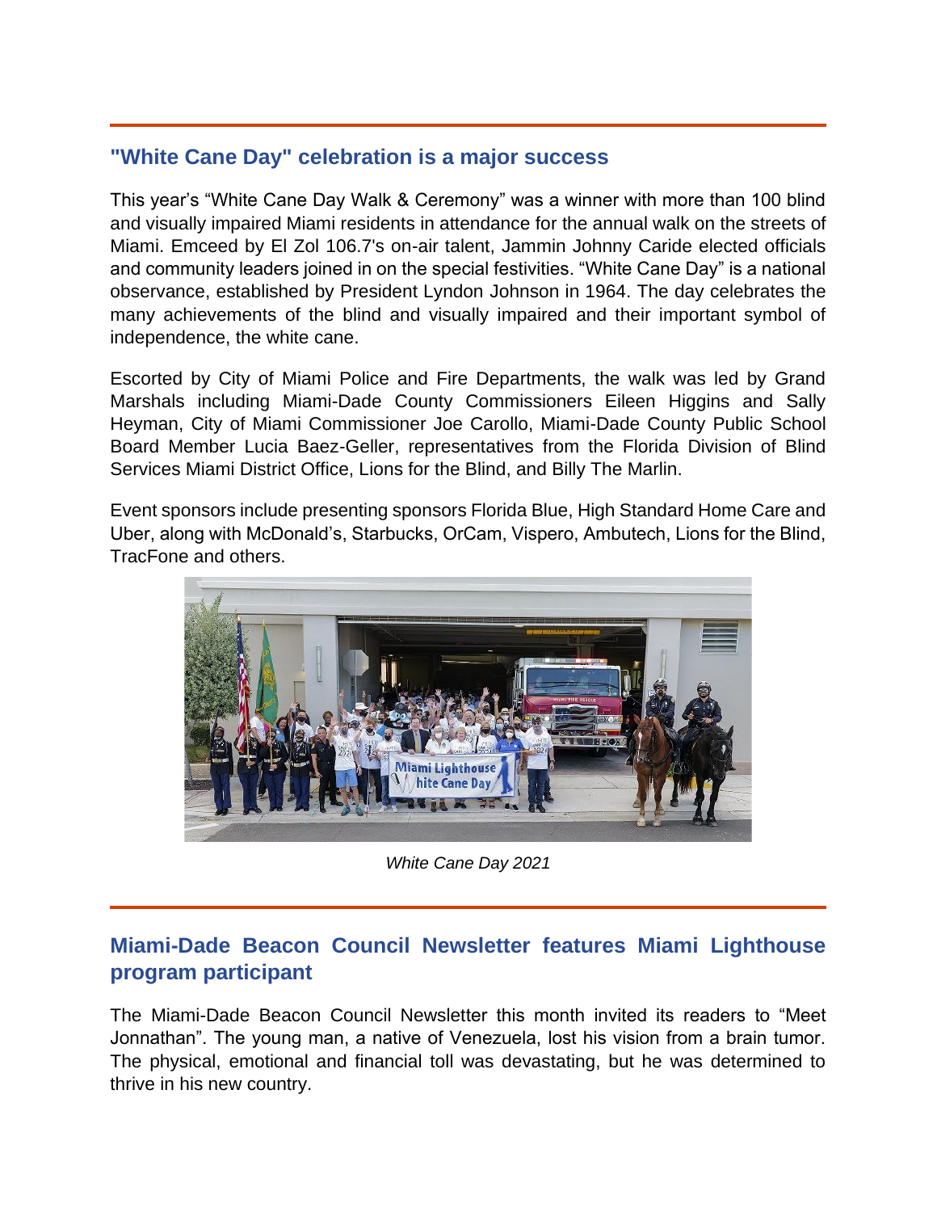## "White Cane Day" celebration is a major success

This year's "White Cane Day Walk & Ceremony" was a winner with more than 100 blind and visually impaired Miami residents in attendance for the annual walk on the streets of Miami. Emceed by El Zol 106.7's on-air talent, Jammin Johnny Caride elected officials and community leaders joined in on the special festivities. "White Cane Day" is a national observance, established by President Lyndon Johnson in 1964. The day celebrates the many achievements of the blind and visually impaired and their important symbol of independence, the white cane.

Escorted by City of Miami Police and Fire Departments, the walk was led by Grand Marshals including Miami-Dade County Commissioners Eileen Higgins and Sally Heyman, City of Miami Commissioner Joe Carollo, Miami-Dade County Public School Board Member Lucia Baez-Geller, representatives from the Florida Division of Blind Services Miami District Office, Lions for the Blind, and Billy The Marlin.

Event sponsors include presenting sponsors Florida Blue, High Standard Home Care and Uber, along with McDonald's, Starbucks, OrCam, Vispero, Ambutech, Lions for the Blind, TracFone and others.

*White Cane Day 2021*

## Miami-Dade Beacon Council Newsletter features Miami Lighthouse program participant

The Miami-Dade Beacon Council Newsletter this month invited its readers to "Meet Jonnathan". The young man, a native of Venezuela, lost his vision from a brain tumor. The physical, emotional and financial toll was devastating, but he was determined to thrive in his new country.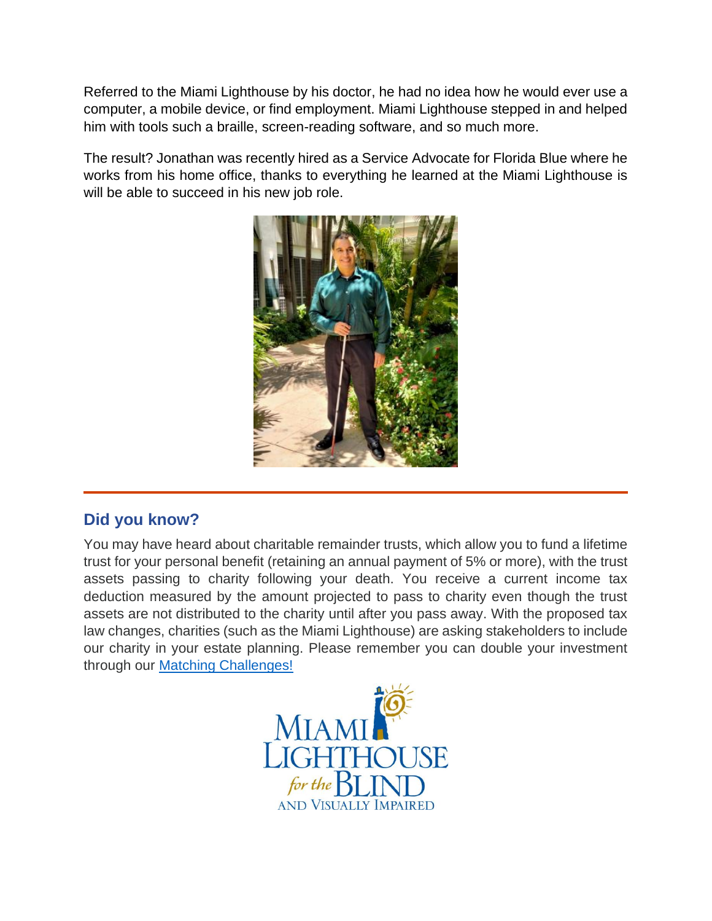Referred to the Miami Lighthouse by his doctor, he had no idea how he would ever use a computer, a mobile device, or find employment. Miami Lighthouse stepped in and helped him with tools such a braille, screen-reading software, and so much more.

The result? Jonathan was recently hired as a Service Advocate for Florida Blue where he works from his home office, thanks to everything he learned at the Miami Lighthouse is will be able to succeed in his new job role.

---

## Did you know?

You may have heard about charitable remainder trusts, which allow you to fund a lifetime trust for your personal benefit (retaining an annual payment of 5% or more), with the trust assets passing to charity following your death. You receive a current income tax deduction measured by the amount projected to pass to charity even though the trust assets are not distributed to the charity until after you pass away. With the proposed tax law changes, charities (such as the Miami Lighthouse) are asking stakeholders to include our charity in your estate planning. Please remember you can double your investment through our [Matching Challenges!]()

MIAMI LIGHTHOUSE *for the* BLIND AND VISUALLY IMPAIRED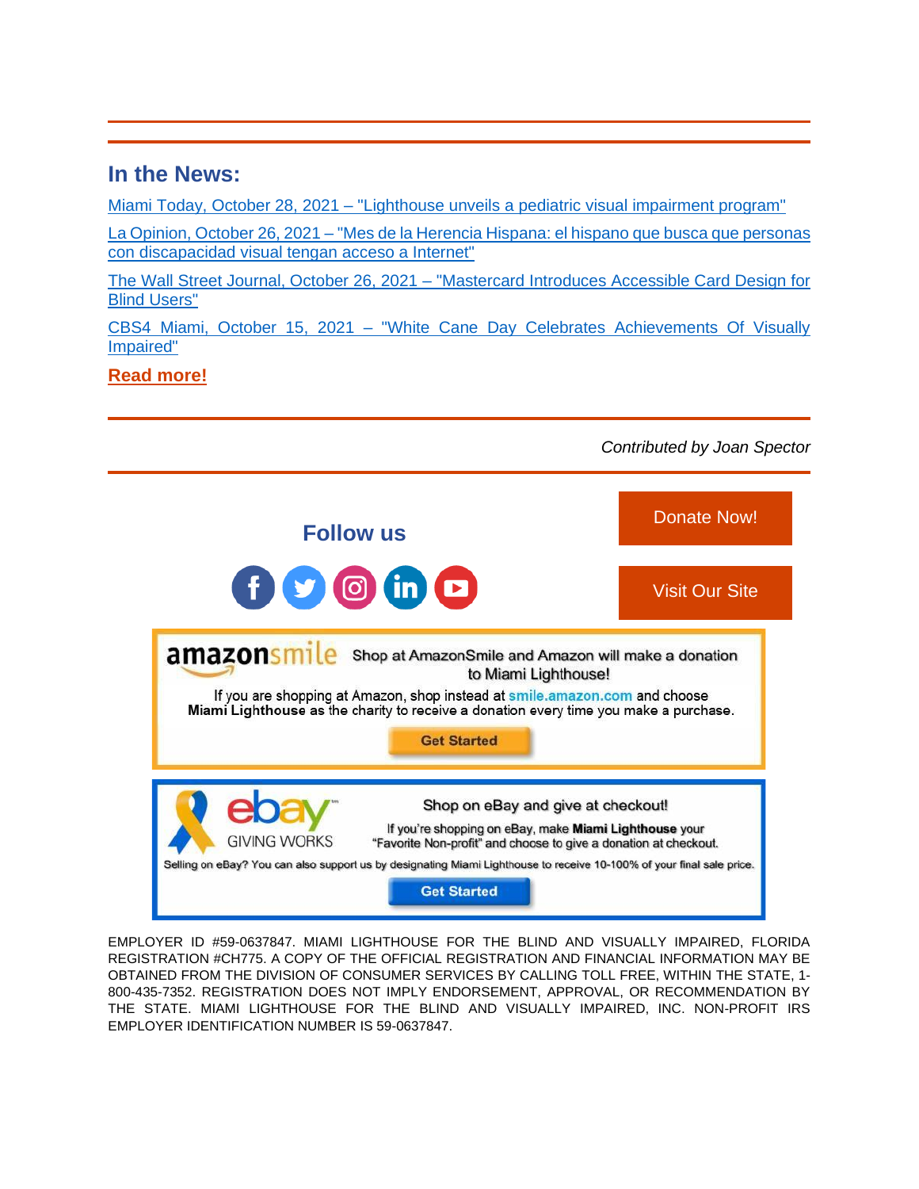## In the News:

Miami Today, October 28, 2021 – "Lighthouse unveils a pediatric visual impairment program"

La Opinion, October 26, 2021 – "Mes de la Herencia Hispana: el hispano que busca que personas con discapacidad visual tengan acceso a Internet"

The Wall Street Journal, October 26, 2021 – "Mastercard Introduces Accessible Card Design for Blind Users"

CBS4 Miami, October 15, 2021 – "White Cane Day Celebrates Achievements Of Visually Impaired"

**Read more!**

*Contributed by Joan Spector*

### Follow us

Donate Now!

Visit Our Site

amazonsmile Shop at AmazonSmile and Amazon will make a donation to Miami Lighthouse!

If you are shopping at Amazon, shop instead at smile.amazon.com and choose **Miami Lighthouse** as the charity to receive a donation every time you make a purchase.

Get Started

ebay GIVING WORKS

Shop on eBay and give at checkout!

If you're shopping on eBay, make **Miami Lighthouse** your "Favorite Non-profit" and choose to give a donation at checkout.

Selling on eBay? You can also support us by designating Miami Lighthouse to receive 10-100% of your final sale price.

Get Started

EMPLOYER ID #59-0637847. MIAMI LIGHTHOUSE FOR THE BLIND AND VISUALLY IMPAIRED, FLORIDA REGISTRATION #CH775. A COPY OF THE OFFICIAL REGISTRATION AND FINANCIAL INFORMATION MAY BE OBTAINED FROM THE DIVISION OF CONSUMER SERVICES BY CALLING TOLL FREE, WITHIN THE STATE, 1-800-435-7352. REGISTRATION DOES NOT IMPLY ENDORSEMENT, APPROVAL, OR RECOMMENDATION BY THE STATE. MIAMI LIGHTHOUSE FOR THE BLIND AND VISUALLY IMPAIRED, INC. NON-PROFIT IRS EMPLOYER IDENTIFICATION NUMBER IS 59-0637847.